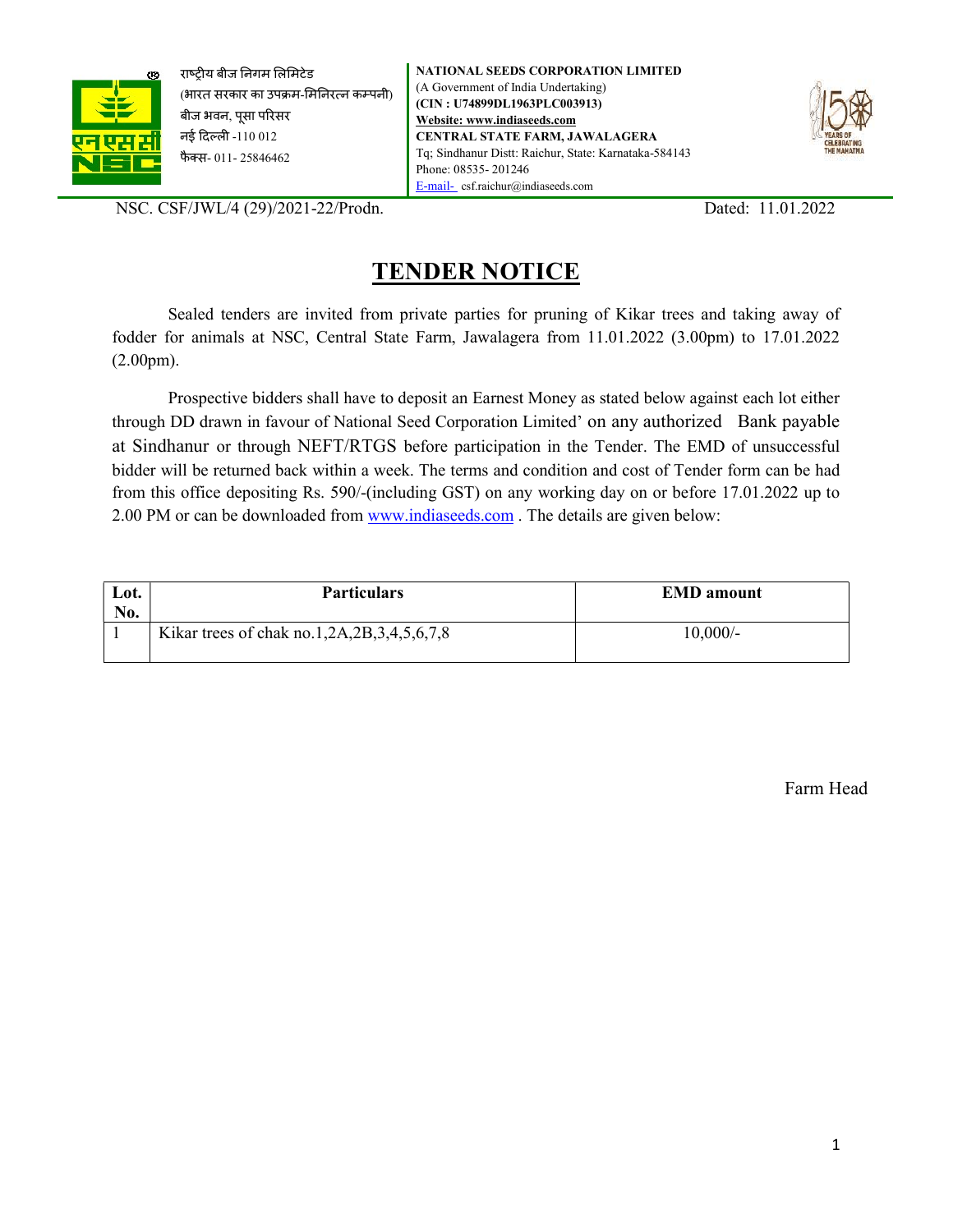राष्ट्रीय बीज निगम लिमिटेड
(भारत सरकार का उपक्रम-मिनिरत्न कम्पनी)
बीज भवन, पूसा परिसर
नई दिल्ली -110 012
फैक्स- 011- 25846462

**NATIONAL SEEDS CORPORATION LIMITED**
(A Government of India Undertaking)
**(CIN : U74899DL1963PLC003913)**
**Website: www.indiaseeds.com**
**CENTRAL STATE FARM, JAWALAGERA**
Tq; Sindhanur Distt: Raichur, State: Karnataka-584143
Phone: 08535- 201246
E-mail- csf.raichur@indiaseeds.com

NSC. CSF/JWL/4 (29)/2021-22/Prodn. Dated: 11.01.2022

# TENDER NOTICE

Sealed tenders are invited from private parties for pruning of Kikar trees and taking away of fodder for animals at NSC, Central State Farm, Jawalagera from 11.01.2022 (3.00pm) to 17.01.2022 (2.00pm).

Prospective bidders shall have to deposit an Earnest Money as stated below against each lot either through DD drawn in favour of National Seed Corporation Limited' on any authorized Bank payable at Sindhanur or through NEFT/RTGS before participation in the Tender. The EMD of unsuccessful bidder will be returned back within a week. The terms and condition and cost of Tender form can be had from this office depositing Rs. 590/-(including GST) on any working day on or before 17.01.2022 up to 2.00 PM or can be downloaded from www.indiaseeds.com . The details are given below:

| Lot. No. | Particulars | EMD amount |
|---|---|---|
| 1 | Kikar trees of chak no.1,2A,2B,3,4,5,6,7,8 | 10,000/- |

Farm Head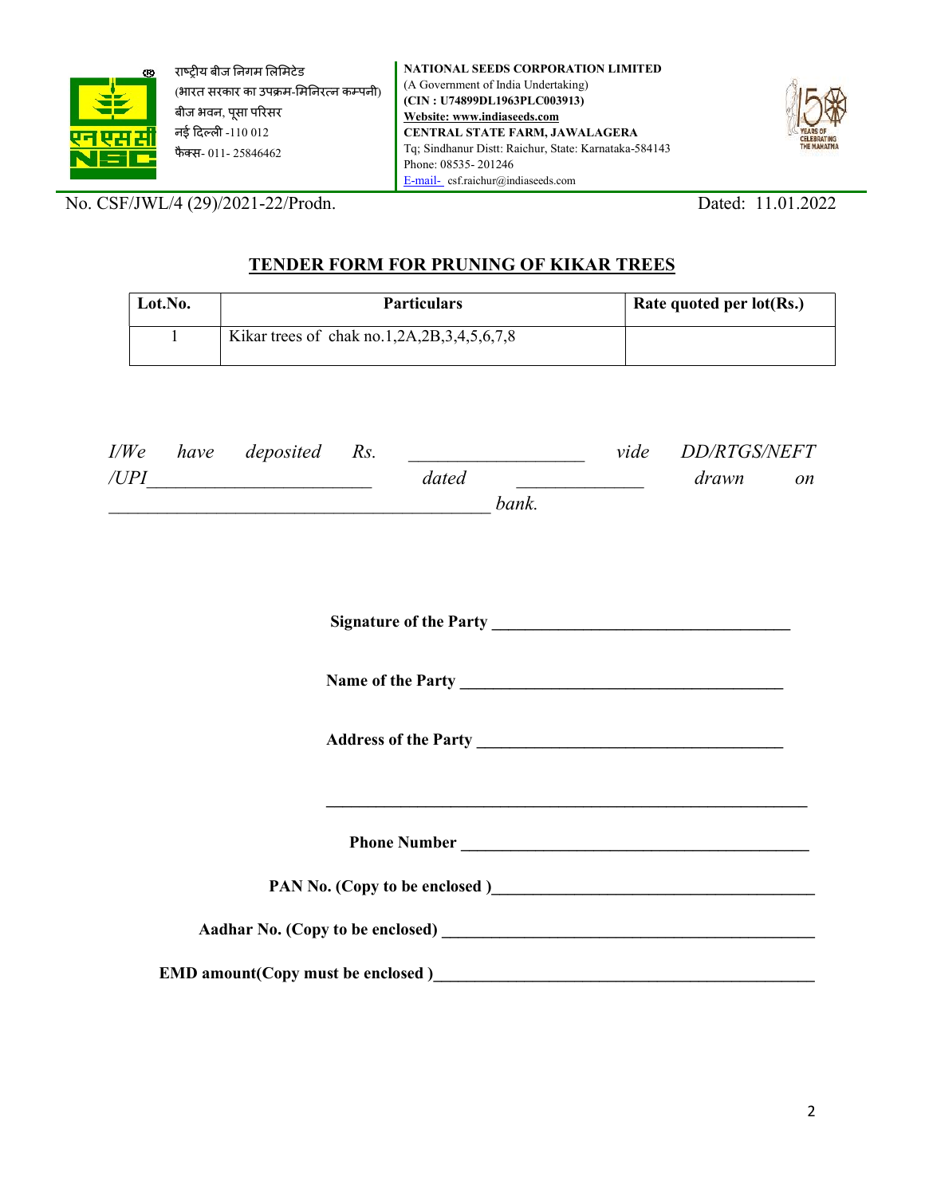राष्ट्रीय बीज निगम लिमिटेड
(भारत सरकार का उपक्रम-मिनिरत्न कम्पनी)
बीज भवन, पूसा परिसर
नई दिल्ली -110 012
फैक्स- 011- 25846462

**NATIONAL SEEDS CORPORATION LIMITED**
(A Government of India Undertaking)
**(CIN : U74899DL1963PLC003913)**
**Website: www.indiaseeds.com**
**CENTRAL STATE FARM, JAWALAGERA**
Tq; Sindhanur Distt: Raichur, State: Karnataka-584143
Phone: 08535- 201246
E-mail- csf.raichur@indiaseeds.com

No. CSF/JWL/4 (29)/2021-22/Prodn. Dated: 11.01.2022

## TENDER FORM FOR PRUNING OF KIKAR TREES

| Lot.No. | Particulars | Rate quoted per lot(Rs.) |
|---|---|---|
| 1 | Kikar trees of chak no.1,2A,2B,3,4,5,6,7,8 | |

*I/We have deposited Rs. __________________ vide DD/RTGS/NEFT /UPI_______________________ dated _____________ drawn on ________________________________________ bank.*

**Signature of the Party** ___________________________________

**Name of the Party** _____________________________________

**Address of the Party** ___________________________________

_______________________________________________________

**Phone Number** ________________________________________

**PAN No. (Copy to be enclosed )**______________________________________

**Aadhar No. (Copy to be enclosed)** ___________________________________________

**EMD amount(Copy must be enclosed )**_____________________________________________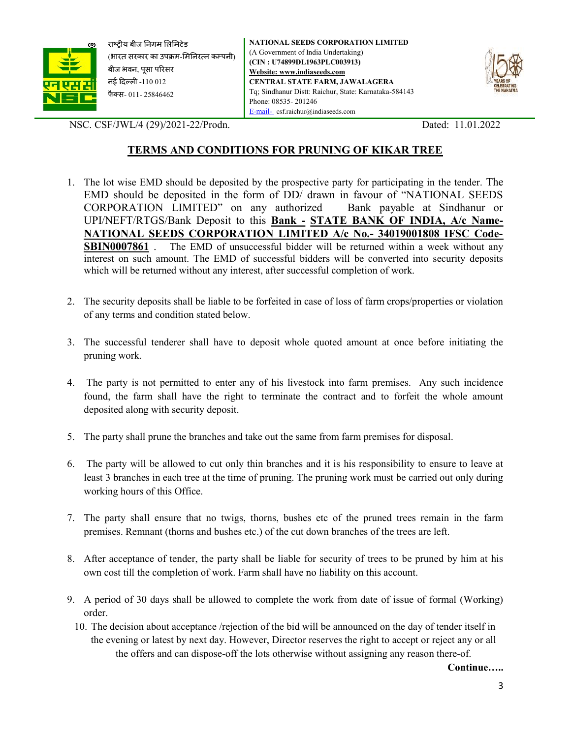राष्ट्रीय बीज निगम लिमिटेड
(भारत सरकार का उपक्रम-मिनिरत्न कम्पनी)
बीज भवन, पूसा परिसर
नई दिल्ली -110 012
फैक्स- 011- 25846462

**NATIONAL SEEDS CORPORATION LIMITED**
(A Government of India Undertaking)
**(CIN : U74899DL1963PLC003913)**
**Website: www.indiaseeds.com**
**CENTRAL STATE FARM, JAWALAGERA**
Tq; Sindhanur Distt: Raichur, State: Karnataka-584143
Phone: 08535- 201246
E-mail- csf.raichur@indiaseeds.com

NSC. CSF/JWL/4 (29)/2021-22/Prodn. Dated: 11.01.2022

## TERMS AND CONDITIONS FOR PRUNING OF KIKAR TREE

1. The lot wise EMD should be deposited by the prospective party for participating in the tender. The EMD should be deposited in the form of DD/ drawn in favour of "NATIONAL SEEDS CORPORATION LIMITED" on any authorized Bank payable at Sindhanur or UPI/NEFT/RTGS/Bank Deposit to this **Bank - STATE BANK OF INDIA, A/c Name- NATIONAL SEEDS CORPORATION LIMITED A/c No.- 34019001808 IFSC Code- SBIN0007861** . The EMD of unsuccessful bidder will be returned within a week without any interest on such amount. The EMD of successful bidders will be converted into security deposits which will be returned without any interest, after successful completion of work.
2. The security deposits shall be liable to be forfeited in case of loss of farm crops/properties or violation of any terms and condition stated below.
3. The successful tenderer shall have to deposit whole quoted amount at once before initiating the pruning work.
4. The party is not permitted to enter any of his livestock into farm premises. Any such incidence found, the farm shall have the right to terminate the contract and to forfeit the whole amount deposited along with security deposit.
5. The party shall prune the branches and take out the same from farm premises for disposal.
6. The party will be allowed to cut only thin branches and it is his responsibility to ensure to leave at least 3 branches in each tree at the time of pruning. The pruning work must be carried out only during working hours of this Office.
7. The party shall ensure that no twigs, thorns, bushes etc of the pruned trees remain in the farm premises. Remnant (thorns and bushes etc.) of the cut down branches of the trees are left.
8. After acceptance of tender, the party shall be liable for security of trees to be pruned by him at his own cost till the completion of work. Farm shall have no liability on this account.
9. A period of 30 days shall be allowed to complete the work from date of issue of formal (Working) order.
10. The decision about acceptance /rejection of the bid will be announced on the day of tender itself in the evening or latest by next day. However, Director reserves the right to accept or reject any or all the offers and can dispose-off the lots otherwise without assigning any reason there-of.

**Continue…..**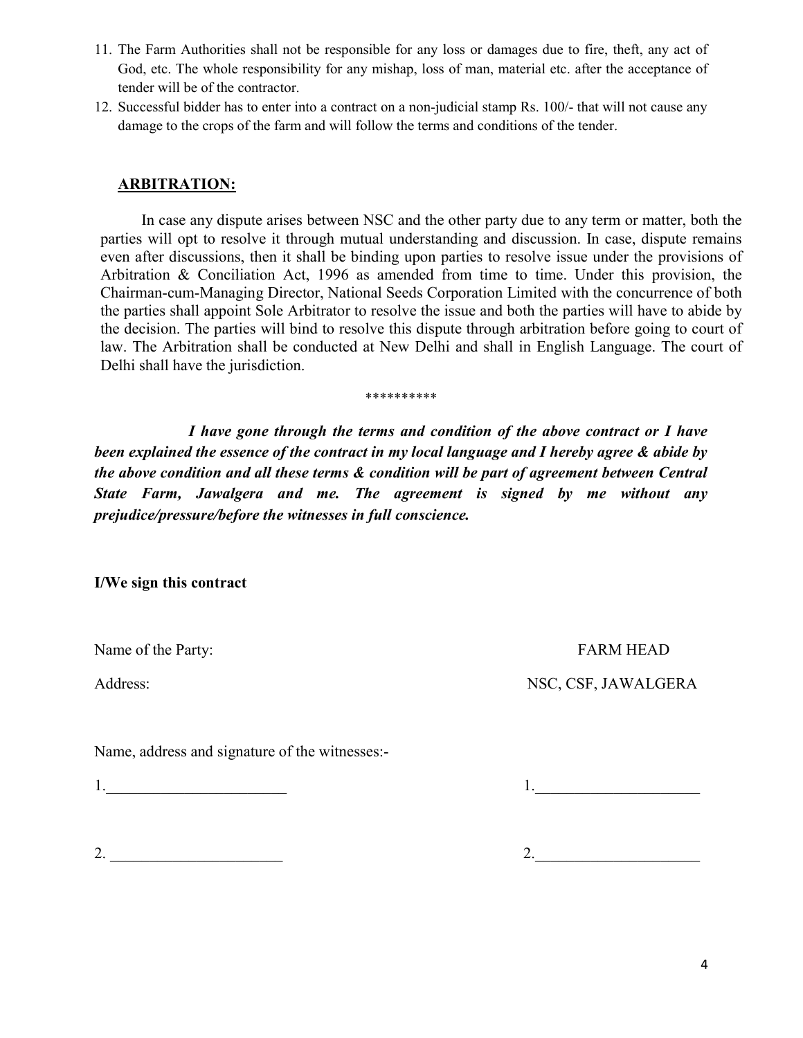11. The Farm Authorities shall not be responsible for any loss or damages due to fire, theft, any act of God, etc. The whole responsibility for any mishap, loss of man, material etc. after the acceptance of tender will be of the contractor.
12. Successful bidder has to enter into a contract on a non-judicial stamp Rs. 100/- that will not cause any damage to the crops of the farm and will follow the terms and conditions of the tender.

**ARBITRATION:**

In case any dispute arises between NSC and the other party due to any term or matter, both the parties will opt to resolve it through mutual understanding and discussion. In case, dispute remains even after discussions, then it shall be binding upon parties to resolve issue under the provisions of Arbitration & Conciliation Act, 1996 as amended from time to time. Under this provision, the Chairman-cum-Managing Director, National Seeds Corporation Limited with the concurrence of both the parties shall appoint Sole Arbitrator to resolve the issue and both the parties will have to abide by the decision. The parties will bind to resolve this dispute through arbitration before going to court of law. The Arbitration shall be conducted at New Delhi and shall in English Language. The court of Delhi shall have the jurisdiction.

**********

***I have gone through the terms and condition of the above contract or I have been explained the essence of the contract in my local language and I hereby agree & abide by the above condition and all these terms & condition will be part of agreement between Central State Farm, Jawalgera and me. The agreement is signed by me without any prejudice/pressure/before the witnesses in full conscience.***

**I/We sign this contract**

Name of the Party: FARM HEAD

Address: NSC, CSF, JAWALGERA

Name, address and signature of the witnesses:-

1.______________________ 1.____________________

2. _____________________ 2.____________________